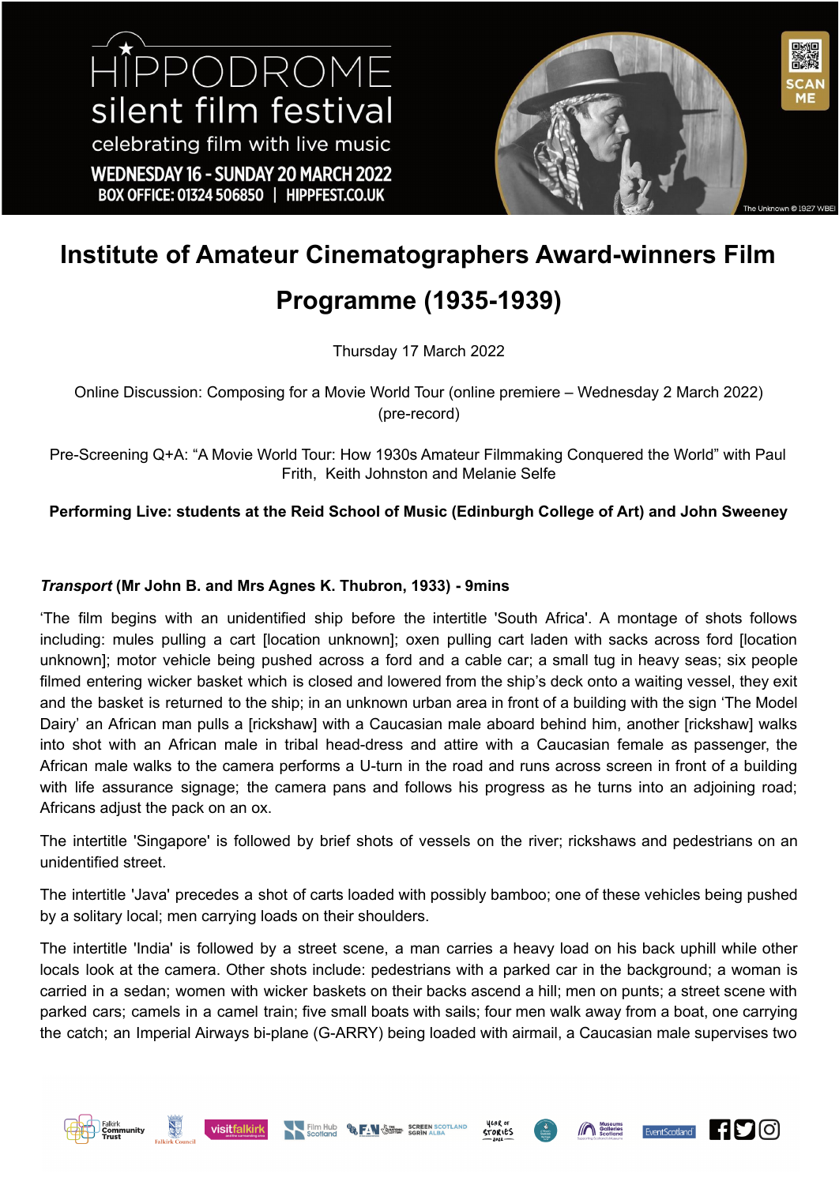# Institute of Amateur Cinematographers Award-winners Film Programme (1935-1939)

Thursday 17 March 2022

Online Discussion: Composing for a Movie World Tour (online premiere – Wednesday 2 March 2022) (pre-record)

Pre-Screening Q+A: "A Movie World Tour: How 1930s Amateur Filmmaking Conquered the World" with Paul Frith, Keith Johnston and Melanie Selfe

**Performing Live: students at the Reid School of Music (Edinburgh College of Art) and John Sweeney**

***Transport*** **(Mr John B. and Mrs Agnes K. Thubron, 1933) - 9mins**

'The film begins with an unidentified ship before the intertitle 'South Africa'. A montage of shots follows including: mules pulling a cart [location unknown]; oxen pulling cart laden with sacks across ford [location unknown]; motor vehicle being pushed across a ford and a cable car; a small tug in heavy seas; six people filmed entering wicker basket which is closed and lowered from the ship's deck onto a waiting vessel, they exit and the basket is returned to the ship; in an unknown urban area in front of a building with the sign 'The Model Dairy' an African man pulls a [rickshaw] with a Caucasian male aboard behind him, another [rickshaw] walks into shot with an African male in tribal head-dress and attire with a Caucasian female as passenger, the African male walks to the camera performs a U-turn in the road and runs across screen in front of a building with life assurance signage; the camera pans and follows his progress as he turns into an adjoining road; Africans adjust the pack on an ox.

The intertitle 'Singapore' is followed by brief shots of vessels on the river; rickshaws and pedestrians on an unidentified street.

The intertitle 'Java' precedes a shot of carts loaded with possibly bamboo; one of these vehicles being pushed by a solitary local; men carrying loads on their shoulders.

The intertitle 'India' is followed by a street scene, a man carries a heavy load on his back uphill while other locals look at the camera. Other shots include: pedestrians with a parked car in the background; a woman is carried in a sedan; women with wicker baskets on their backs ascend a hill; men on punts; a street scene with parked cars; camels in a camel train; five small boats with sails; four men walk away from a boat, one carrying the catch; an Imperial Airways bi-plane (G-ARRY) being loaded with airmail, a Caucasian male supervises two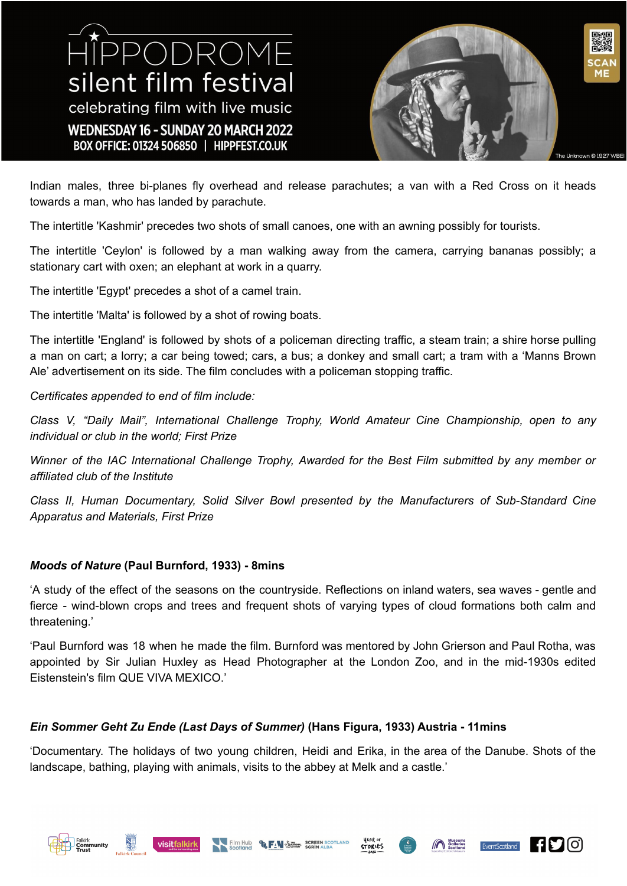Indian males, three bi-planes fly overhead and release parachutes; a van with a Red Cross on it heads towards a man, who has landed by parachute.

The intertitle 'Kashmir' precedes two shots of small canoes, one with an awning possibly for tourists.

The intertitle 'Ceylon' is followed by a man walking away from the camera, carrying bananas possibly; a stationary cart with oxen; an elephant at work in a quarry.

The intertitle 'Egypt' precedes a shot of a camel train.

The intertitle 'Malta' is followed by a shot of rowing boats.

The intertitle 'England' is followed by shots of a policeman directing traffic, a steam train; a shire horse pulling a man on cart; a lorry; a car being towed; cars, a bus; a donkey and small cart; a tram with a 'Manns Brown Ale' advertisement on its side. The film concludes with a policeman stopping traffic.

*Certificates appended to end of film include:*

*Class V, "Daily Mail", International Challenge Trophy, World Amateur Cine Championship, open to any individual or club in the world; First Prize*

*Winner of the IAC International Challenge Trophy, Awarded for the Best Film submitted by any member or affiliated club of the Institute*

*Class II, Human Documentary, Solid Silver Bowl presented by the Manufacturers of Sub-Standard Cine Apparatus and Materials, First Prize*

**_Moods of Nature_ (Paul Burnford, 1933) - 8mins**

'A study of the effect of the seasons on the countryside. Reflections on inland waters, sea waves - gentle and fierce - wind-blown crops and trees and frequent shots of varying types of cloud formations both calm and threatening.'

'Paul Burnford was 18 when he made the film. Burnford was mentored by John Grierson and Paul Rotha, was appointed by Sir Julian Huxley as Head Photographer at the London Zoo, and in the mid-1930s edited Eistenstein's film QUE VIVA MEXICO.'

**_Ein Sommer Geht Zu Ende (Last Days of Summer)_ (Hans Figura, 1933) Austria - 11mins**

'Documentary. The holidays of two young children, Heidi and Erika, in the area of the Danube. Shots of the landscape, bathing, playing with animals, visits to the abbey at Melk and a castle.'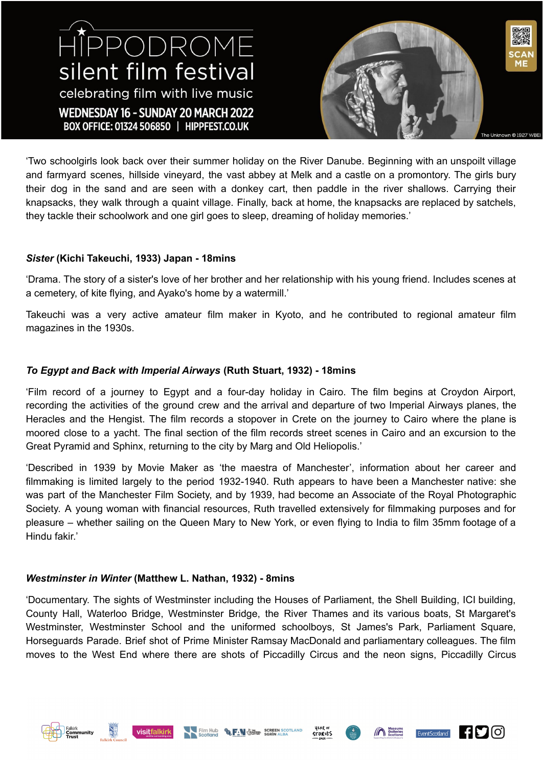‘Two schoolgirls look back over their summer holiday on the River Danube. Beginning with an unspoilt village and farmyard scenes, hillside vineyard, the vast abbey at Melk and a castle on a promontory. The girls bury their dog in the sand and are seen with a donkey cart, then paddle in the river shallows. Carrying their knapsacks, they walk through a quaint village. Finally, back at home, the knapsacks are replaced by satchels, they tackle their schoolwork and one girl goes to sleep, dreaming of holiday memories.’

**_Sister_ (Kichi Takeuchi, 1933) Japan - 18mins**

‘Drama. The story of a sister's love of her brother and her relationship with his young friend. Includes scenes at a cemetery, of kite flying, and Ayako's home by a watermill.’

Takeuchi was a very active amateur film maker in Kyoto, and he contributed to regional amateur film magazines in the 1930s.

**_To Egypt and Back with Imperial Airways_ (Ruth Stuart, 1932) - 18mins**

‘Film record of a journey to Egypt and a four-day holiday in Cairo. The film begins at Croydon Airport, recording the activities of the ground crew and the arrival and departure of two Imperial Airways planes, the Heracles and the Hengist. The film records a stopover in Crete on the journey to Cairo where the plane is moored close to a yacht. The final section of the film records street scenes in Cairo and an excursion to the Great Pyramid and Sphinx, returning to the city by Marg and Old Heliopolis.’

‘Described in 1939 by Movie Maker as ‘the maestra of Manchester’, information about her career and filmmaking is limited largely to the period 1932-1940. Ruth appears to have been a Manchester native: she was part of the Manchester Film Society, and by 1939, had become an Associate of the Royal Photographic Society. A young woman with financial resources, Ruth travelled extensively for filmmaking purposes and for pleasure – whether sailing on the Queen Mary to New York, or even flying to India to film 35mm footage of a Hindu fakir.’

**_Westminster in Winter_ (Matthew L. Nathan, 1932) - 8mins**

‘Documentary. The sights of Westminster including the Houses of Parliament, the Shell Building, ICI building, County Hall, Waterloo Bridge, Westminster Bridge, the River Thames and its various boats, St Margaret's Westminster, Westminster School and the uniformed schoolboys, St James's Park, Parliament Square, Horseguards Parade. Brief shot of Prime Minister Ramsay MacDonald and parliamentary colleagues. The film moves to the West End where there are shots of Piccadilly Circus and the neon signs, Piccadilly Circus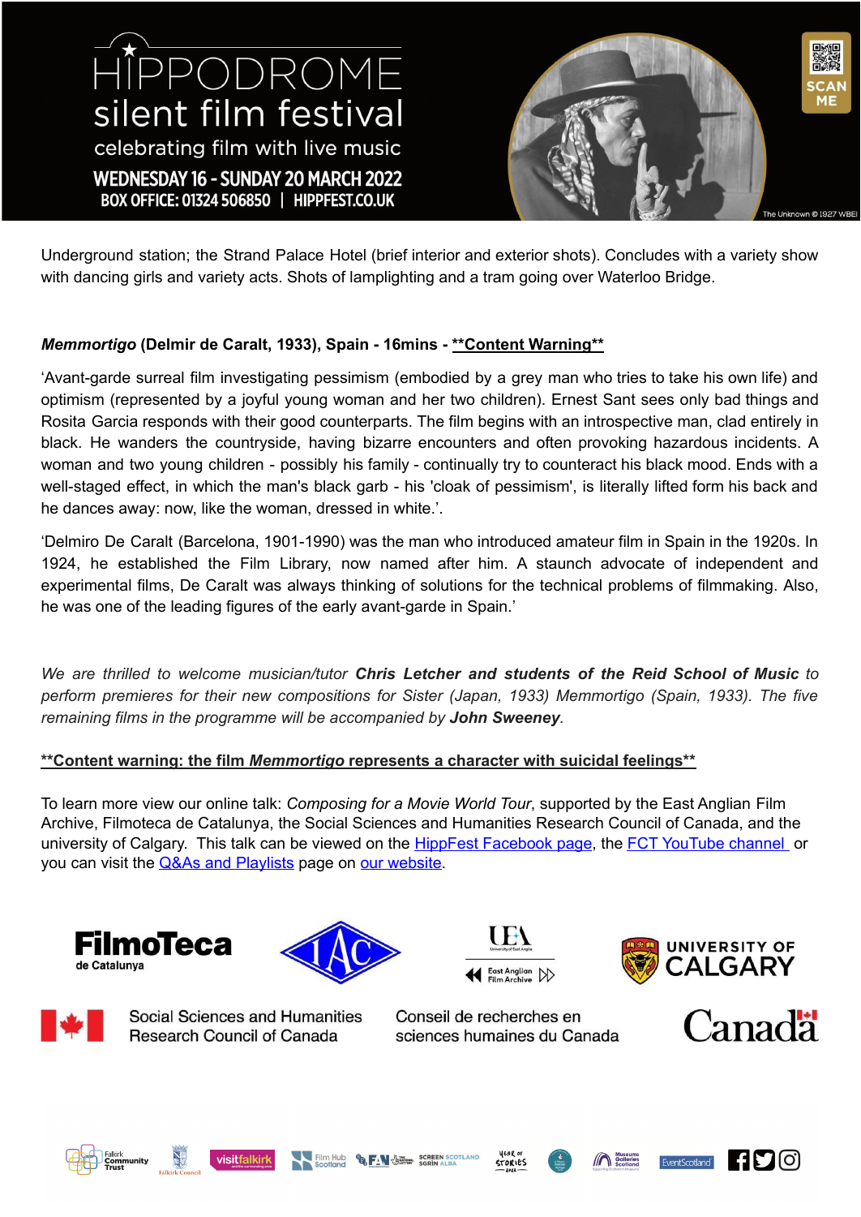Underground station; the Strand Palace Hotel (brief interior and exterior shots). Concludes with a variety show with dancing girls and variety acts. Shots of lamplighting and a tram going over Waterloo Bridge.

***Memmortigo*** **(Delmir de Caralt, 1933), Spain - 16mins - **Content Warning****

'Avant-garde surreal film investigating pessimism (embodied by a grey man who tries to take his own life) and optimism (represented by a joyful young woman and her two children). Ernest Sant sees only bad things and Rosita Garcia responds with their good counterparts. The film begins with an introspective man, clad entirely in black. He wanders the countryside, having bizarre encounters and often provoking hazardous incidents. A woman and two young children - possibly his family - continually try to counteract his black mood. Ends with a well-staged effect, in which the man's black garb - his 'cloak of pessimism', is literally lifted form his back and he dances away: now, like the woman, dressed in white.'.

'Delmiro De Caralt (Barcelona, 1901-1990) was the man who introduced amateur film in Spain in the 1920s. In 1924, he established the Film Library, now named after him. A staunch advocate of independent and experimental films, De Caralt was always thinking of solutions for the technical problems of filmmaking. Also, he was one of the leading figures of the early avant-garde in Spain.'

*We are thrilled to welcome musician/tutor* ***Chris Letcher and students of the Reid School of Music*** *to perform premieres for their new compositions for Sister (Japan, 1933) Memmortigo (Spain, 1933). The five remaining films in the programme will be accompanied by* ***John Sweeney****.*

****Content warning: the film *Memmortigo* represents a character with suicidal feelings****

To learn more view our online talk: *Composing for a Movie World Tour*, supported by the East Anglian Film Archive, Filmoteca de Catalunya, the Social Sciences and Humanities Research Council of Canada, and the university of Calgary. This talk can be viewed on the HippFest Facebook page, the FCT YouTube channel or you can visit the Q&As and Playlists page on our website.

FilmoTeca de Catalunya | IAC | UEA East Anglian Film Archive | University of Calgary

Social Sciences and Humanities Research Council of Canada | Conseil de recherches en sciences humaines du Canada | Canada